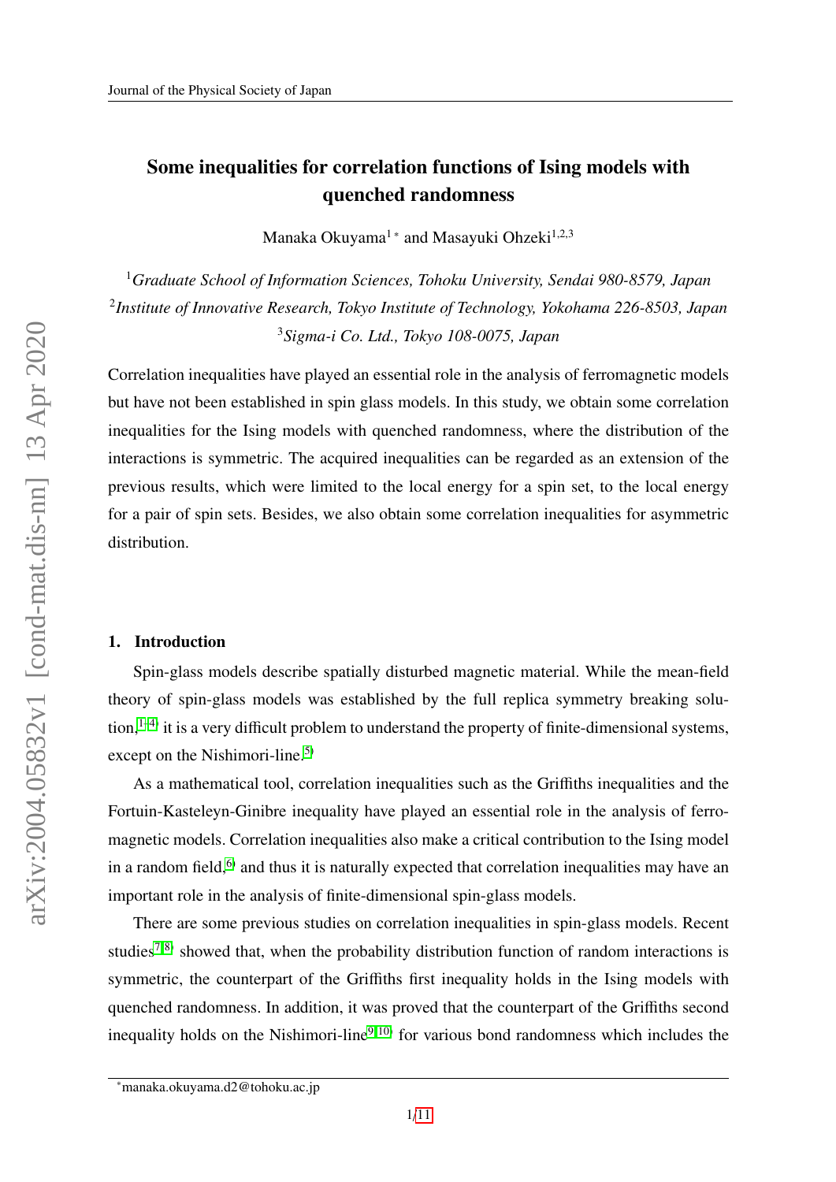# Some inequalities for correlation functions of Ising models with quenched randomness

Manaka Okuyama[1]* and Masayuki Ohzeki[1,2,3]

[1]*Graduate School of Information Sciences, Tohoku University, Sendai 980-8579, Japan*
[2]*Institute of Innovative Research, Tokyo Institute of Technology, Yokohama 226-8503, Japan*
[3]*Sigma-i Co. Ltd., Tokyo 108-0075, Japan*

Correlation inequalities have played an essential role in the analysis of ferromagnetic models but have not been established in spin glass models. In this study, we obtain some correlation inequalities for the Ising models with quenched randomness, where the distribution of the interactions is symmetric. The acquired inequalities can be regarded as an extension of the previous results, which were limited to the local energy for a spin set, to the local energy for a pair of spin sets. Besides, we also obtain some correlation inequalities for asymmetric distribution.

## 1. Introduction

Spin-glass models describe spatially disturbed magnetic material. While the mean-field theory of spin-glass models was established by the full replica symmetry breaking solution,[1–4] it is a very difficult problem to understand the property of finite-dimensional systems, except on the Nishimori-line.[5]

As a mathematical tool, correlation inequalities such as the Griffiths inequalities and the Fortuin-Kasteleyn-Ginibre inequality have played an essential role in the analysis of ferromagnetic models. Correlation inequalities also make a critical contribution to the Ising model in a random field,[6] and thus it is naturally expected that correlation inequalities may have an important role in the analysis of finite-dimensional spin-glass models.

There are some previous studies on correlation inequalities in spin-glass models. Recent studies[7,8] showed that, when the probability distribution function of random interactions is symmetric, the counterpart of the Griffiths first inequality holds in the Ising models with quenched randomness. In addition, it was proved that the counterpart of the Griffiths second inequality holds on the Nishimori-line[9,10] for various bond randomness which includes the

*manaka.okuyama.d2@tohoku.ac.jp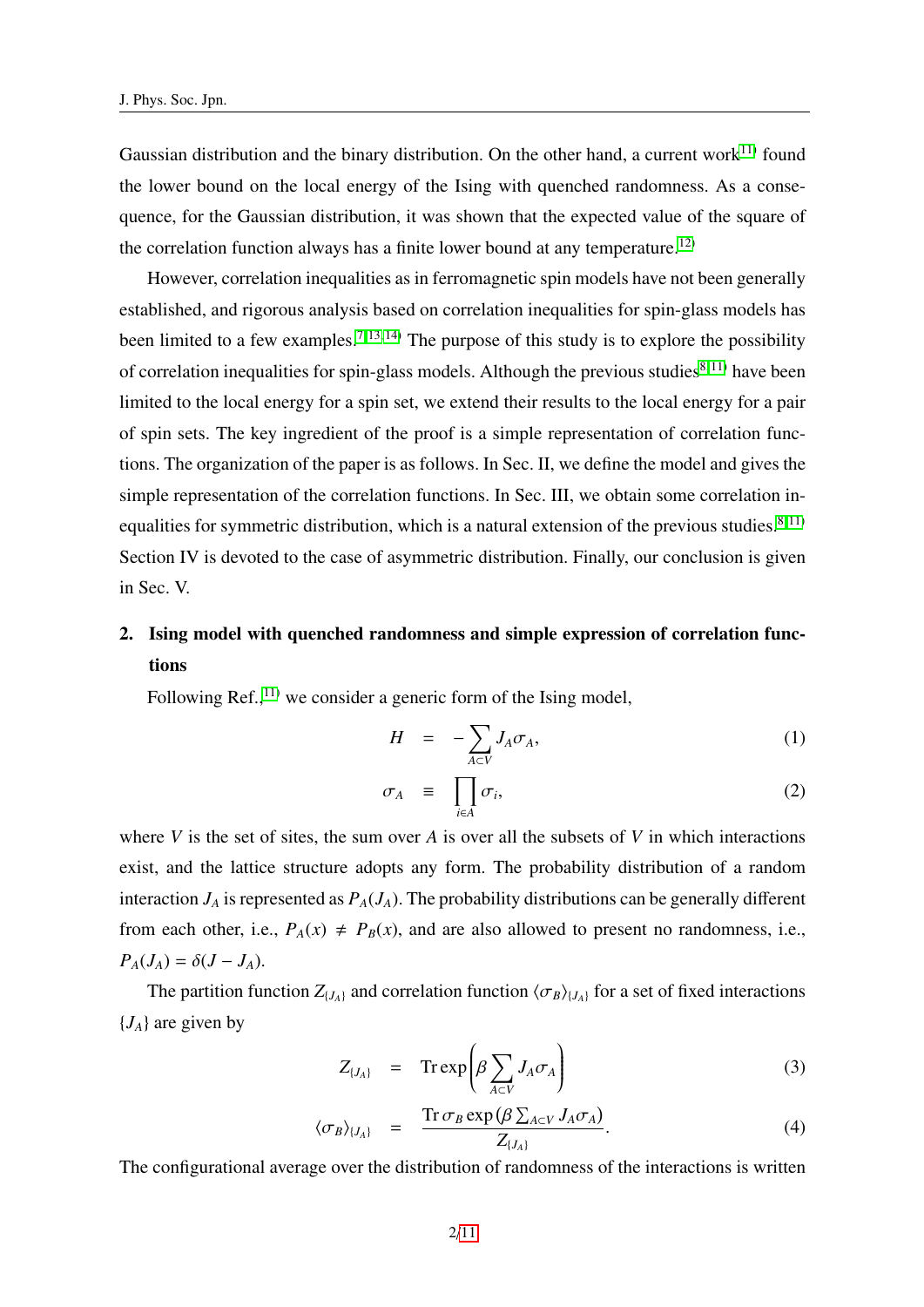Gaussian distribution and the binary distribution. On the other hand, a current work[11] found the lower bound on the local energy of the Ising with quenched randomness. As a consequence, for the Gaussian distribution, it was shown that the expected value of the square of the correlation function always has a finite lower bound at any temperature.[12]

However, correlation inequalities as in ferromagnetic spin models have not been generally established, and rigorous analysis based on correlation inequalities for spin-glass models has been limited to a few examples.[7,13,14] The purpose of this study is to explore the possibility of correlation inequalities for spin-glass models. Although the previous studies[8,11] have been limited to the local energy for a spin set, we extend their results to the local energy for a pair of spin sets. The key ingredient of the proof is a simple representation of correlation functions. The organization of the paper is as follows. In Sec. II, we define the model and gives the simple representation of the correlation functions. In Sec. III, we obtain some correlation inequalities for symmetric distribution, which is a natural extension of the previous studies.[8,11] Section IV is devoted to the case of asymmetric distribution. Finally, our conclusion is given in Sec. V.

## 2. Ising model with quenched randomness and simple expression of correlation functions

Following Ref.,[11] we consider a generic form of the Ising model,

$$H = -\sum_{A\subset V} J_A \sigma_A, \tag{1}$$

$$\sigma_A \equiv \prod_{i\in A} \sigma_i, \tag{2}$$

where $V$ is the set of sites, the sum over $A$ is over all the subsets of $V$ in which interactions exist, and the lattice structure adopts any form. The probability distribution of a random interaction $J_A$ is represented as $P_A(J_A)$. The probability distributions can be generally different from each other, i.e., $P_A(x) \neq P_B(x)$, and are also allowed to present no randomness, i.e., $P_A(J_A) = \delta(J - J_A)$.

The partition function $Z_{\{J_A\}}$ and correlation function $\langle \sigma_B \rangle_{\{J_A\}}$ for a set of fixed interactions $\{J_A\}$ are given by

$$Z_{\{J_A\}} = \mathrm{Tr} \exp\left(\beta \sum_{A\subset V} J_A \sigma_A\right) \tag{3}$$

$$\langle \sigma_B \rangle_{\{J_A\}} = \frac{\mathrm{Tr}\, \sigma_B \exp\left(\beta \sum_{A\subset V} J_A \sigma_A\right)}{Z_{\{J_A\}}}. \tag{4}$$

The configurational average over the distribution of randomness of the interactions is written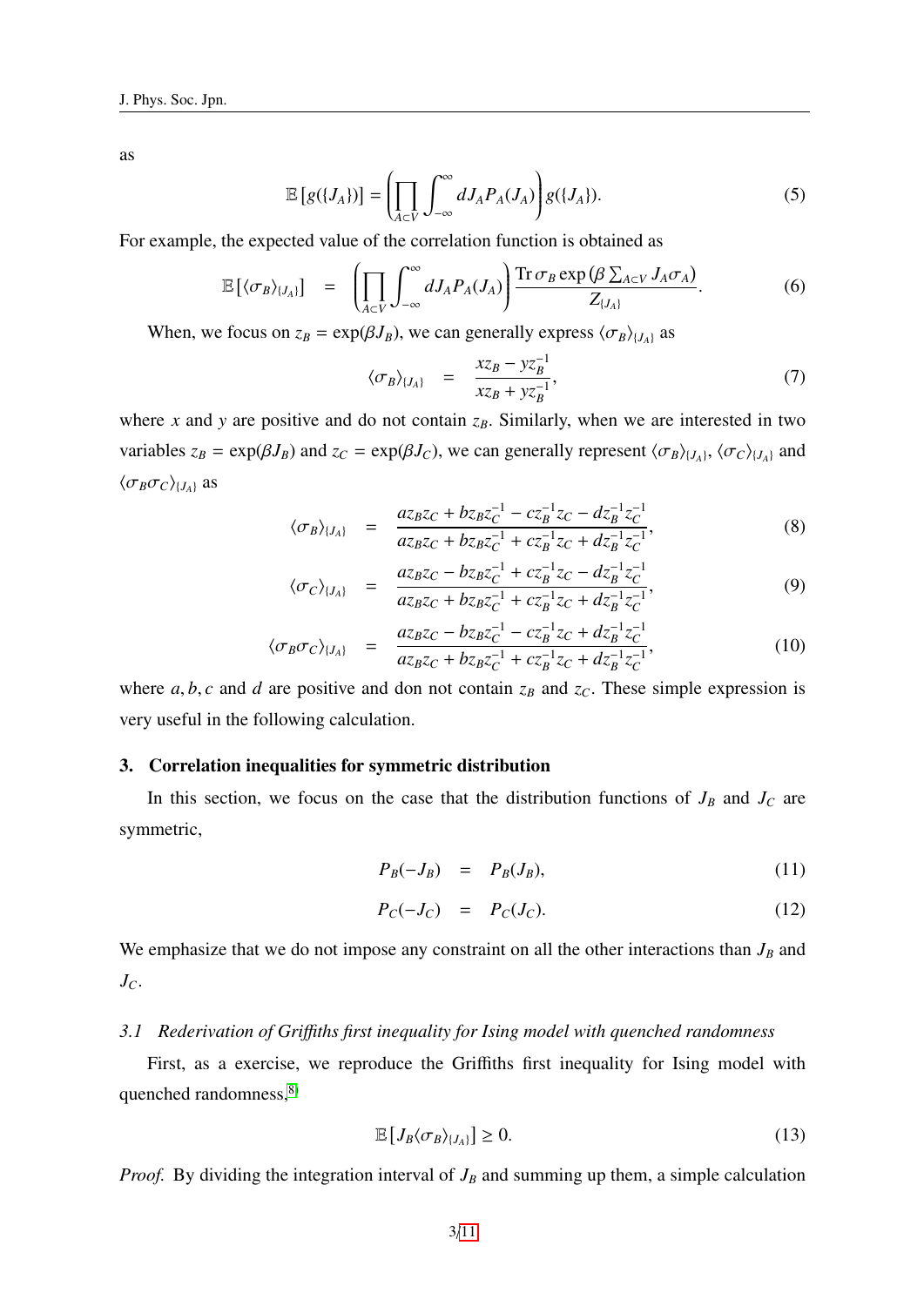as

$$\mathbb{E}\left[g(\{J_A\})\right] = \left(\prod_{A\subset V}\int_{-\infty}^{\infty} dJ_A P_A(J_A)\right) g(\{J_A\}). \tag{5}$$

For example, the expected value of the correlation function is obtained as

$$\mathbb{E}\left[\langle\sigma_B\rangle_{\{J_A\}}\right] = \left(\prod_{A\subset V}\int_{-\infty}^{\infty} dJ_A P_A(J_A)\right) \frac{\mathrm{Tr}\,\sigma_B \exp\left(\beta \sum_{A\subset V} J_A \sigma_A\right)}{Z_{\{J_A\}}}. \tag{6}$$

When, we focus on $z_B = \exp(\beta J_B)$, we can generally express $\langle\sigma_B\rangle_{\{J_A\}}$ as

$$\langle\sigma_B\rangle_{\{J_A\}} = \frac{x z_B - y z_B^{-1}}{x z_B + y z_B^{-1}}, \tag{7}$$

where $x$ and $y$ are positive and do not contain $z_B$. Similarly, when we are interested in two variables $z_B = \exp(\beta J_B)$ and $z_C = \exp(\beta J_C)$, we can generally represent $\langle\sigma_B\rangle_{\{J_A\}}$, $\langle\sigma_C\rangle_{\{J_A\}}$ and $\langle\sigma_B\sigma_C\rangle_{\{J_A\}}$ as

$$\langle\sigma_B\rangle_{\{J_A\}} = \frac{a z_B z_C + b z_B z_C^{-1} - c z_B^{-1} z_C - d z_B^{-1} z_C^{-1}}{a z_B z_C + b z_B z_C^{-1} + c z_B^{-1} z_C + d z_B^{-1} z_C^{-1}}, \tag{8}$$

$$\langle\sigma_C\rangle_{\{J_A\}} = \frac{a z_B z_C - b z_B z_C^{-1} + c z_B^{-1} z_C - d z_B^{-1} z_C^{-1}}{a z_B z_C + b z_B z_C^{-1} + c z_B^{-1} z_C + d z_B^{-1} z_C^{-1}}, \tag{9}$$

$$\langle\sigma_B\sigma_C\rangle_{\{J_A\}} = \frac{a z_B z_C - b z_B z_C^{-1} - c z_B^{-1} z_C + d z_B^{-1} z_C^{-1}}{a z_B z_C + b z_B z_C^{-1} + c z_B^{-1} z_C + d z_B^{-1} z_C^{-1}}, \tag{10}$$

where $a, b, c$ and $d$ are positive and don not contain $z_B$ and $z_C$. These simple expression is very useful in the following calculation.

## 3. Correlation inequalities for symmetric distribution

In this section, we focus on the case that the distribution functions of $J_B$ and $J_C$ are symmetric,

$$P_B(-J_B) = P_B(J_B), \tag{11}$$

$$P_C(-J_C) = P_C(J_C). \tag{12}$$

We emphasize that we do not impose any constraint on all the other interactions than $J_B$ and $J_C$.

### *3.1 Rederivation of Griffiths first inequality for Ising model with quenched randomness*

First, as a exercise, we reproduce the Griffiths first inequality for Ising model with quenched randomness,[8]

$$\mathbb{E}\left[J_B\langle\sigma_B\rangle_{\{J_A\}}\right] \geq 0. \tag{13}$$

*Proof.* By dividing the integration interval of $J_B$ and summing up them, a simple calculation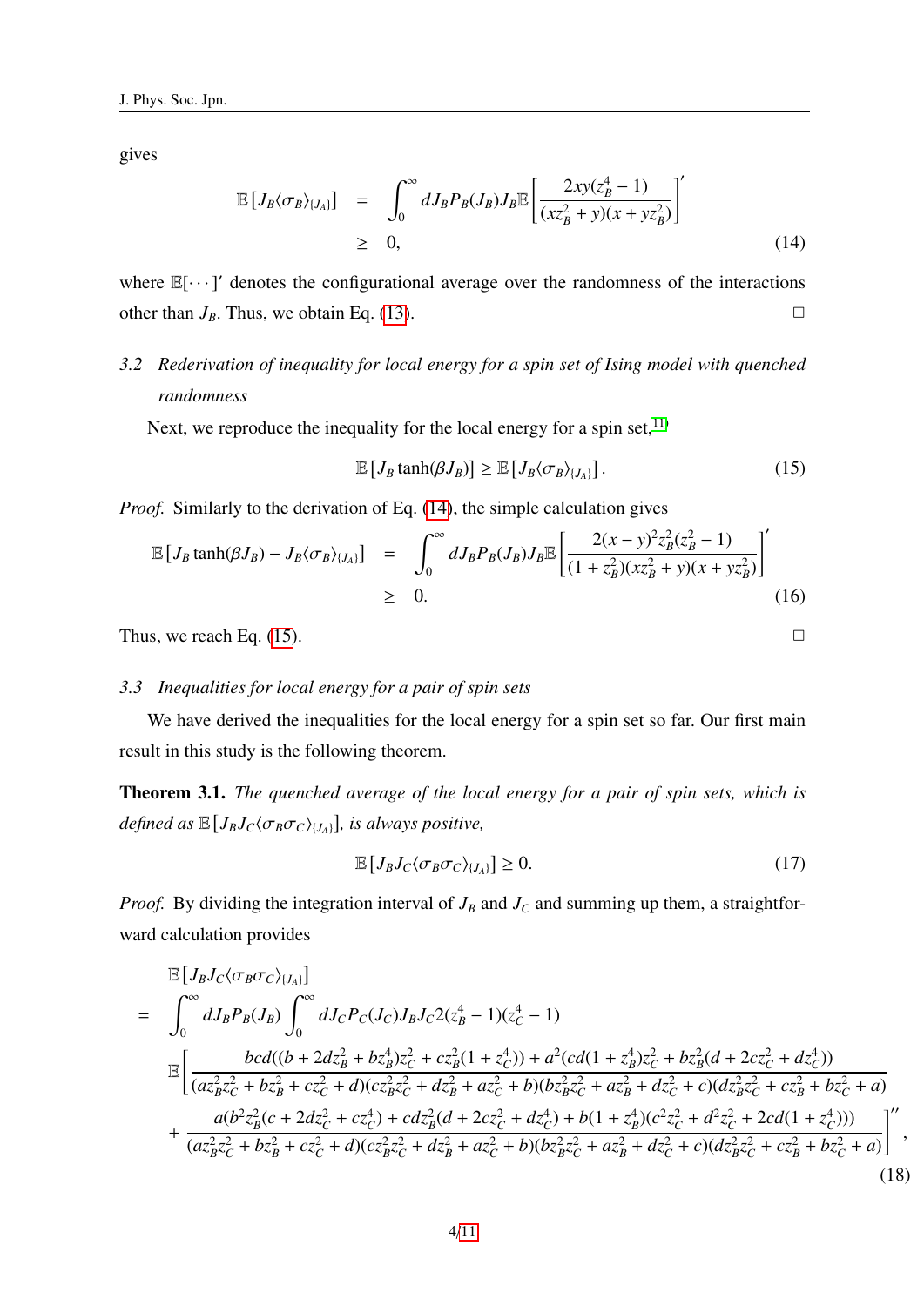gives

$$
\begin{aligned}
\mathbb{E}\left[J_B \langle \sigma_B \rangle_{\{J_A\}}\right] &= \int_0^\infty dJ_B P_B(J_B) J_B \mathbb{E}\left[\frac{2xy(z_B^4 - 1)}{(xz_B^2 + y)(x + yz_B^2)}\right]' \\
&\geq 0, \qquad (14)
\end{aligned}
$$

where $\mathbb{E}[\cdots]'$ denotes the configurational average over the randomness of the interactions other than $J_B$. Thus, we obtain Eq. (13). □

### 3.2 Rederivation of inequality for local energy for a spin set of Ising model with quenched randomness

Next, we reproduce the inequality for the local energy for a spin set,[11]

$$
\mathbb{E}\left[J_B \tanh(\beta J_B)\right] \geq \mathbb{E}\left[J_B \langle \sigma_B \rangle_{\{J_A\}}\right]. \qquad (15)
$$

*Proof.* Similarly to the derivation of Eq. (14), the simple calculation gives

$$
\begin{aligned}
\mathbb{E}\left[J_B \tanh(\beta J_B) - J_B \langle \sigma_B \rangle_{\{J_A\}}\right] &= \int_0^\infty dJ_B P_B(J_B) J_B \mathbb{E}\left[\frac{2(x-y)^2 z_B^2 (z_B^2 - 1)}{(1 + z_B^2)(xz_B^2 + y)(x + yz_B^2)}\right]' \\
&\geq 0. \qquad (16)
\end{aligned}
$$

Thus, we reach Eq. (15). □

### 3.3 Inequalities for local energy for a pair of spin sets

We have derived the inequalities for the local energy for a spin set so far. Our first main result in this study is the following theorem.

**Theorem 3.1.** *The quenched average of the local energy for a pair of spin sets, which is defined as* $\mathbb{E}\left[J_B J_C \langle \sigma_B \sigma_C \rangle_{\{J_A\}}\right]$*, is always positive,*

$$
\mathbb{E}\left[J_B J_C \langle \sigma_B \sigma_C \rangle_{\{J_A\}}\right] \geq 0. \qquad (17)
$$

*Proof.* By dividing the integration interval of $J_B$ and $J_C$ and summing up them, a straightforward calculation provides

$$
\begin{aligned}
&\mathbb{E}\left[J_B J_C \langle \sigma_B \sigma_C \rangle_{\{J_A\}}\right] \\
= &\int_0^\infty dJ_B P_B(J_B) \int_0^\infty dJ_C P_C(J_C) J_B J_C 2(z_B^4 - 1)(z_C^4 - 1) \\
&\mathbb{E}\Bigg[\frac{bcd((b + 2dz_B^2 + bz_B^4)z_C^2 + cz_B^2(1 + z_C^4)) + a^2(cd(1 + z_B^4)z_C^2 + bz_B^2(d + 2cz_C^2 + dz_C^4))}{(az_B^2 z_C^2 + bz_B^2 + cz_C^2 + d)(cz_B^2 z_C^2 + dz_B^2 + az_C^2 + b)(bz_B^2 z_C^2 + az_B^2 + dz_C^2 + c)(dz_B^2 z_C^2 + cz_B^2 + bz_C^2 + a)} \\
&+ \frac{a(b^2 z_B^2(c + 2dz_C^2 + cz_C^4) + cdz_B^2(d + 2cz_C^2 + dz_C^4) + b(1 + z_B^4)(c^2 z_C^2 + d^2 z_C^2 + 2cd(1 + z_C^4)))}{(az_B^2 z_C^2 + bz_B^2 + cz_C^2 + d)(cz_B^2 z_C^2 + dz_B^2 + az_C^2 + b)(bz_B^2 z_C^2 + az_B^2 + dz_C^2 + c)(dz_B^2 z_C^2 + cz_B^2 + bz_C^2 + a)}\Bigg]'', \qquad (18)
\end{aligned}
$$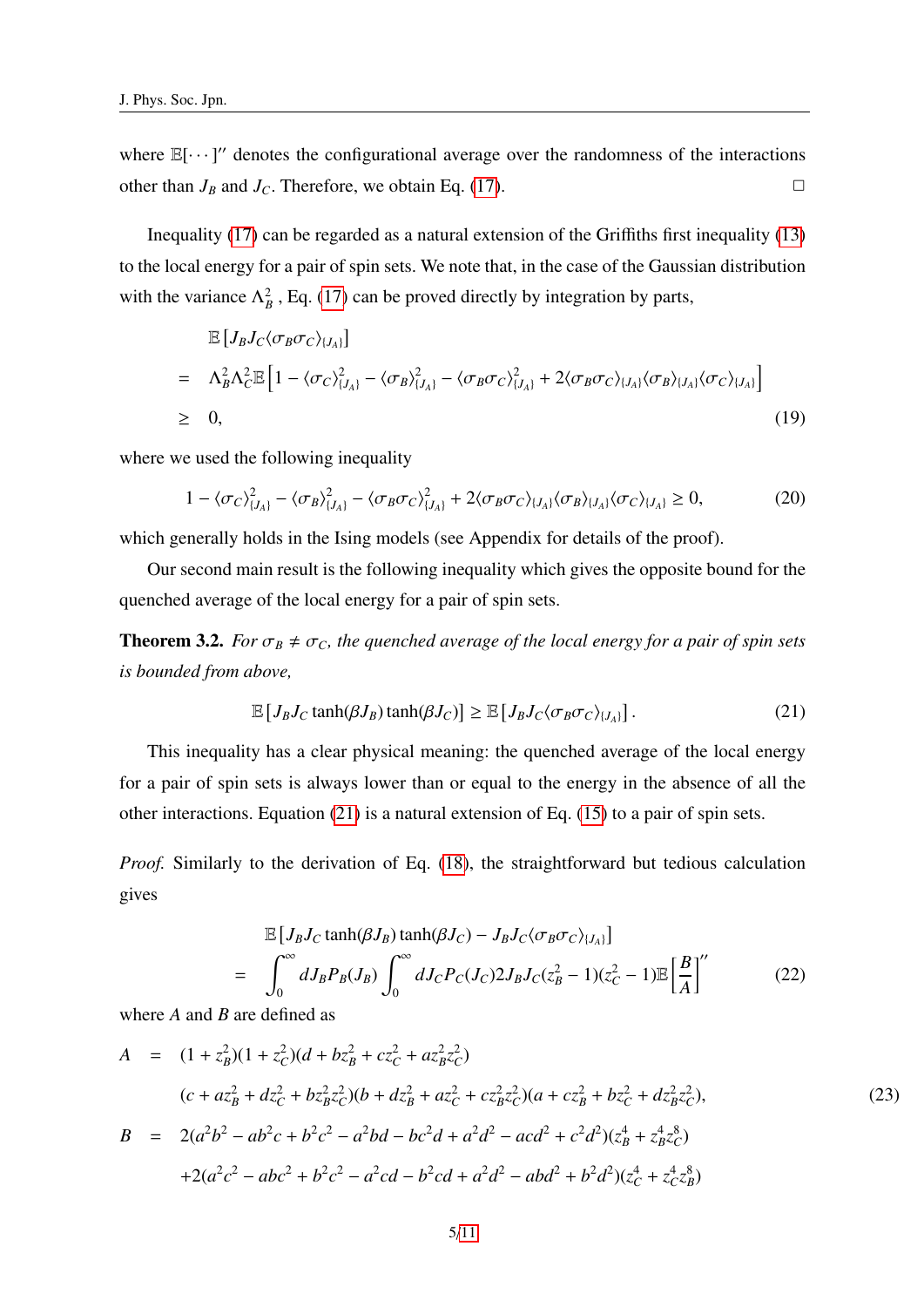where $\mathbb{E}[\cdots]''$ denotes the configurational average over the randomness of the interactions other than $J_B$ and $J_C$. Therefore, we obtain Eq. (17). □

Inequality (17) can be regarded as a natural extension of the Griffiths first inequality (13) to the local energy for a pair of spin sets. We note that, in the case of the Gaussian distribution with the variance $\Lambda_B^2$, Eq. (17) can be proved directly by integration by parts,

$$
\begin{aligned}
& \mathbb{E}\left[J_B J_C \langle \sigma_B \sigma_C \rangle_{\{J_A\}}\right] \\
= \; & \Lambda_B^2 \Lambda_C^2 \mathbb{E}\left[1 - \langle \sigma_C \rangle_{\{J_A\}}^2 - \langle \sigma_B \rangle_{\{J_A\}}^2 - \langle \sigma_B \sigma_C \rangle_{\{J_A\}}^2 + 2 \langle \sigma_B \sigma_C \rangle_{\{J_A\}} \langle \sigma_B \rangle_{\{J_A\}} \langle \sigma_C \rangle_{\{J_A\}}\right] \\
\geq \; & 0,
\end{aligned} \tag{19}
$$

where we used the following inequality

$$
1 - \langle \sigma_C \rangle_{\{J_A\}}^2 - \langle \sigma_B \rangle_{\{J_A\}}^2 - \langle \sigma_B \sigma_C \rangle_{\{J_A\}}^2 + 2 \langle \sigma_B \sigma_C \rangle_{\{J_A\}} \langle \sigma_B \rangle_{\{J_A\}} \langle \sigma_C \rangle_{\{J_A\}} \geq 0, \tag{20}
$$

which generally holds in the Ising models (see Appendix for details of the proof).

Our second main result is the following inequality which gives the opposite bound for the quenched average of the local energy for a pair of spin sets.

**Theorem 3.2.** *For $\sigma_B \neq \sigma_C$, the quenched average of the local energy for a pair of spin sets is bounded from above,*

$$
\mathbb{E}\left[J_B J_C \tanh(\beta J_B) \tanh(\beta J_C)\right] \geq \mathbb{E}\left[J_B J_C \langle \sigma_B \sigma_C \rangle_{\{J_A\}}\right]. \tag{21}
$$

This inequality has a clear physical meaning: the quenched average of the local energy for a pair of spin sets is always lower than or equal to the energy in the absence of all the other interactions. Equation (21) is a natural extension of Eq. (15) to a pair of spin sets.

*Proof.* Similarly to the derivation of Eq. (18), the straightforward but tedious calculation gives

$$
\begin{aligned}
& \mathbb{E}\left[J_B J_C \tanh(\beta J_B) \tanh(\beta J_C) - J_B J_C \langle \sigma_B \sigma_C \rangle_{\{J_A\}}\right] \\
= & \int_0^\infty dJ_B P_B(J_B) \int_0^\infty dJ_C P_C(J_C) 2 J_B J_C (z_B^2 - 1)(z_C^2 - 1) \mathbb{E}\left[\frac{B}{A}\right]''
\end{aligned} \tag{22}
$$

where $A$ and $B$ are defined as

$$
\begin{aligned}
A \;=\; & (1 + z_B^2)(1 + z_C^2)(d + b z_B^2 + c z_C^2 + a z_B^2 z_C^2) \\
& (c + a z_B^2 + d z_C^2 + b z_B^2 z_C^2)(b + d z_B^2 + a z_C^2 + c z_B^2 z_C^2)(a + c z_B^2 + b z_C^2 + d z_B^2 z_C^2), \\
B \;=\; & 2(a^2 b^2 - a b^2 c + b^2 c^2 - a^2 b d - b c^2 d + a^2 d^2 - a c d^2 + c^2 d^2)(z_B^4 + z_B^4 z_C^8) \\
& + 2(a^2 c^2 - a b c^2 + b^2 c^2 - a^2 c d - b^2 c d + a^2 d^2 - a b d^2 + b^2 d^2)(z_C^4 + z_C^4 z_B^8)
\end{aligned} \tag{23}
$$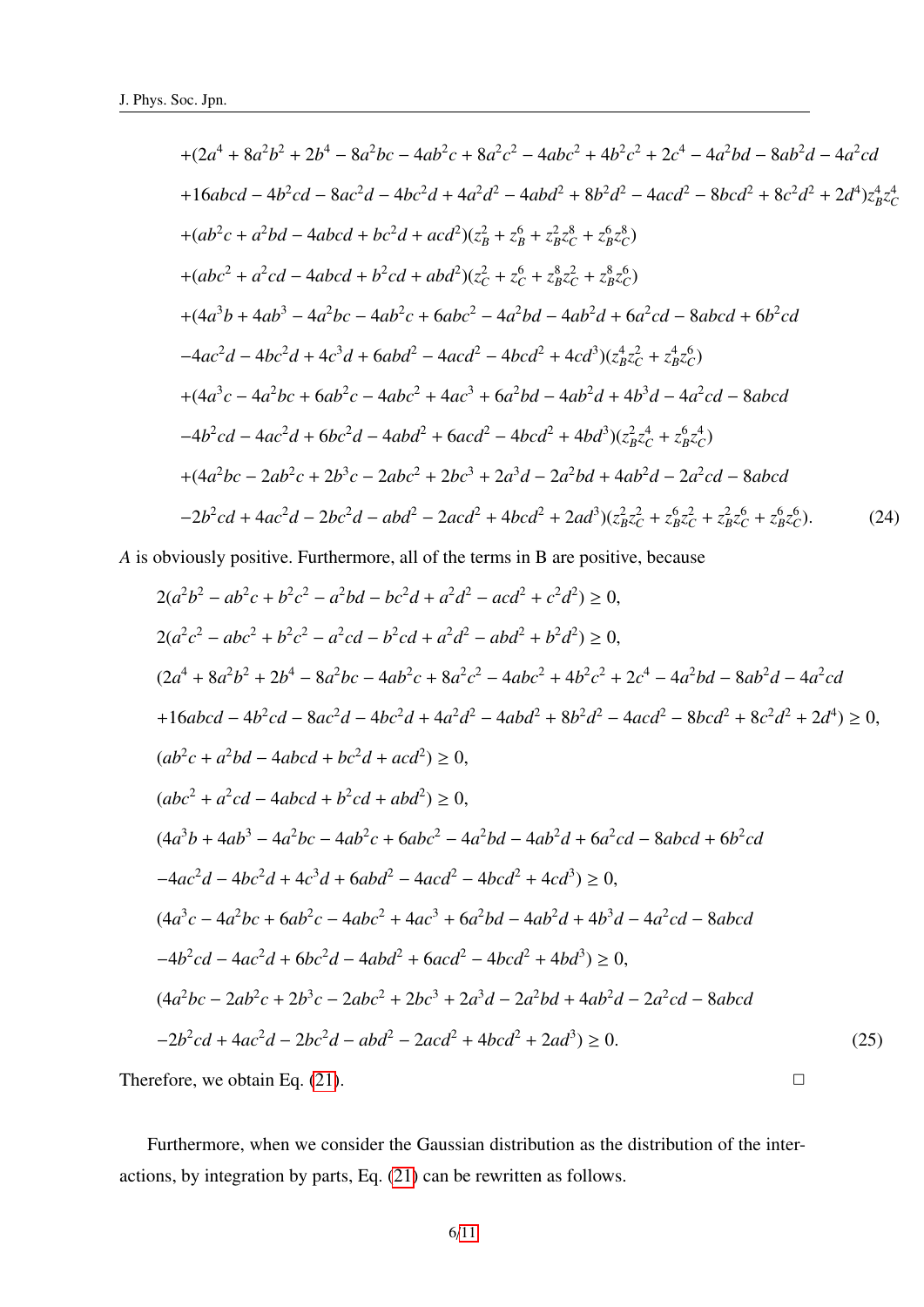$$
\begin{aligned}
&+(2a^4 + 8a^2b^2 + 2b^4 - 8a^2bc - 4ab^2c + 8a^2c^2 - 4abc^2 + 4b^2c^2 + 2c^4 - 4a^2bd - 8ab^2d - 4a^2cd \\
&+16abcd - 4b^2cd - 8ac^2d - 4bc^2d + 4a^2d^2 - 4abd^2 + 8b^2d^2 - 4acd^2 - 8bcd^2 + 8c^2d^2 + 2d^4)z_B^4z_C^4 \\
&+(ab^2c + a^2bd - 4abcd + bc^2d + acd^2)(z_B^2 + z_B^6 + z_B^2z_C^8 + z_B^6z_C^8) \\
&+(abc^2 + a^2cd - 4abcd + b^2cd + abd^2)(z_C^2 + z_C^6 + z_B^8z_C^2 + z_B^8z_C^6) \\
&+(4a^3b + 4ab^3 - 4a^2bc - 4ab^2c + 6abc^2 - 4a^2bd - 4ab^2d + 6a^2cd - 8abcd + 6b^2cd \\
&-4ac^2d - 4bc^2d + 4c^3d + 6abd^2 - 4acd^2 - 4bcd^2 + 4cd^3)(z_B^4z_C^2 + z_B^4z_C^6) \\
&+(4a^3c - 4a^2bc + 6ab^2c - 4abc^2 + 4ac^3 + 6a^2bd - 4ab^2d + 4b^3d - 4a^2cd - 8abcd \\
&-4b^2cd - 4ac^2d + 6bc^2d - 4abd^2 + 6acd^2 - 4bcd^2 + 4bd^3)(z_B^2z_C^4 + z_B^6z_C^4) \\
&+(4a^2bc - 2ab^2c + 2b^3c - 2abc^2 + 2bc^3 + 2a^3d - 2a^2bd + 4ab^2d - 2a^2cd - 8abcd \\
&-2b^2cd + 4ac^2d - 2bc^2d - abd^2 - 2acd^2 + 4bcd^2 + 2ad^3)(z_B^2z_C^2 + z_B^6z_C^2 + z_B^2z_C^6 + z_B^6z_C^6).
\end{aligned} \tag{24}
$$

$A$ is obviously positive. Furthermore, all of the terms in B are positive, because

$$
\begin{aligned}
&2(a^2b^2 - ab^2c + b^2c^2 - a^2bd - bc^2d + a^2d^2 - acd^2 + c^2d^2) \geq 0, \\
&2(a^2c^2 - abc^2 + b^2c^2 - a^2cd - b^2cd + a^2d^2 - abd^2 + b^2d^2) \geq 0, \\
&(2a^4 + 8a^2b^2 + 2b^4 - 8a^2bc - 4ab^2c + 8a^2c^2 - 4abc^2 + 4b^2c^2 + 2c^4 - 4a^2bd - 8ab^2d - 4a^2cd \\
&+16abcd - 4b^2cd - 8ac^2d - 4bc^2d + 4a^2d^2 - 4abd^2 + 8b^2d^2 - 4acd^2 - 8bcd^2 + 8c^2d^2 + 2d^4) \geq 0, \\
&(ab^2c + a^2bd - 4abcd + bc^2d + acd^2) \geq 0, \\
&(abc^2 + a^2cd - 4abcd + b^2cd + abd^2) \geq 0, \\
&(4a^3b + 4ab^3 - 4a^2bc - 4ab^2c + 6abc^2 - 4a^2bd - 4ab^2d + 6a^2cd - 8abcd + 6b^2cd \\
&-4ac^2d - 4bc^2d + 4c^3d + 6abd^2 - 4acd^2 - 4bcd^2 + 4cd^3) \geq 0, \\
&(4a^3c - 4a^2bc + 6ab^2c - 4abc^2 + 4ac^3 + 6a^2bd - 4ab^2d + 4b^3d - 4a^2cd - 8abcd \\
&-4b^2cd - 4ac^2d + 6bc^2d - 4abd^2 + 6acd^2 - 4bcd^2 + 4bd^3) \geq 0, \\
&(4a^2bc - 2ab^2c + 2b^3c - 2abc^2 + 2bc^3 + 2a^3d - 2a^2bd + 4ab^2d - 2a^2cd - 8abcd \\
&-2b^2cd + 4ac^2d - 2bc^2d - abd^2 - 2acd^2 + 4bcd^2 + 2ad^3) \geq 0.
\end{aligned} \tag{25}
$$

Therefore, we obtain Eq. (21). □

Furthermore, when we consider the Gaussian distribution as the distribution of the interactions, by integration by parts, Eq. (21) can be rewritten as follows.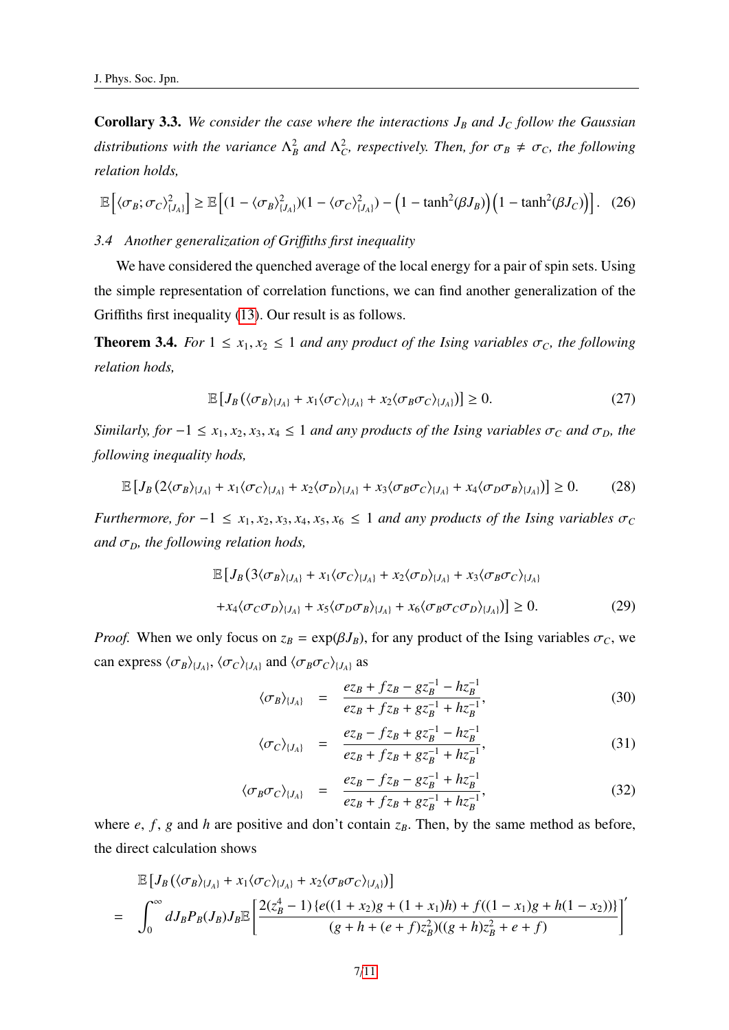**Corollary 3.3.** *We consider the case where the interactions $J_B$ and $J_C$ follow the Gaussian distributions with the variance $\Lambda_B^2$ and $\Lambda_C^2$, respectively. Then, for $\sigma_B \neq \sigma_C$, the following relation holds,*

$$\mathbb{E}\left[\langle\sigma_B;\sigma_C\rangle^2_{\{J_A\}}\right] \geq \mathbb{E}\left[(1-\langle\sigma_B\rangle^2_{\{J_A\}})(1-\langle\sigma_C\rangle^2_{\{J_A\}}) - \left(1-\tanh^2(\beta J_B)\right)\left(1-\tanh^2(\beta J_C)\right)\right]. \quad (26)$$

### 3.4 Another generalization of Griffiths first inequality

We have considered the quenched average of the local energy for a pair of spin sets. Using the simple representation of correlation functions, we can find another generalization of the Griffiths first inequality (13). Our result is as follows.

**Theorem 3.4.** *For $1 \leq x_1, x_2 \leq 1$ and any product of the Ising variables $\sigma_C$, the following relation hods,*

$$\mathbb{E}\left[J_B\left(\langle\sigma_B\rangle_{\{J_A\}} + x_1\langle\sigma_C\rangle_{\{J_A\}} + x_2\langle\sigma_B\sigma_C\rangle_{\{J_A\}}\right)\right] \geq 0. \quad (27)$$

*Similarly, for $-1 \leq x_1, x_2, x_3, x_4 \leq 1$ and any products of the Ising variables $\sigma_C$ and $\sigma_D$, the following inequality hods,*

$$\mathbb{E}\left[J_B\left(2\langle\sigma_B\rangle_{\{J_A\}} + x_1\langle\sigma_C\rangle_{\{J_A\}} + x_2\langle\sigma_D\rangle_{\{J_A\}} + x_3\langle\sigma_B\sigma_C\rangle_{\{J_A\}} + x_4\langle\sigma_D\sigma_B\rangle_{\{J_A\}}\right)\right] \geq 0. \quad (28)$$

*Furthermore, for $-1 \leq x_1, x_2, x_3, x_4, x_5, x_6 \leq 1$ and any products of the Ising variables $\sigma_C$ and $\sigma_D$, the following relation hods,*

$$\begin{aligned}
&\mathbb{E}\left[J_B\left(3\langle\sigma_B\rangle_{\{J_A\}} + x_1\langle\sigma_C\rangle_{\{J_A\}} + x_2\langle\sigma_D\rangle_{\{J_A\}} + x_3\langle\sigma_B\sigma_C\rangle_{\{J_A\}}\right.\right.\\
&\left.\left.+x_4\langle\sigma_C\sigma_D\rangle_{\{J_A\}} + x_5\langle\sigma_D\sigma_B\rangle_{\{J_A\}} + x_6\langle\sigma_B\sigma_C\sigma_D\rangle_{\{J_A\}}\right)\right] \geq 0. \quad (29)
\end{aligned}$$

*Proof.* When we only focus on $z_B = \exp(\beta J_B)$, for any product of the Ising variables $\sigma_C$, we can express $\langle\sigma_B\rangle_{\{J_A\}}$, $\langle\sigma_C\rangle_{\{J_A\}}$ and $\langle\sigma_B\sigma_C\rangle_{\{J_A\}}$ as

$$\langle\sigma_B\rangle_{\{J_A\}} = \frac{ez_B + fz_B - gz_B^{-1} - hz_B^{-1}}{ez_B + fz_B + gz_B^{-1} + hz_B^{-1}}, \quad (30)$$

$$\langle\sigma_C\rangle_{\{J_A\}} = \frac{ez_B - fz_B + gz_B^{-1} - hz_B^{-1}}{ez_B + fz_B + gz_B^{-1} + hz_B^{-1}}, \quad (31)$$

$$\langle\sigma_B\sigma_C\rangle_{\{J_A\}} = \frac{ez_B - fz_B - gz_B^{-1} + hz_B^{-1}}{ez_B + fz_B + gz_B^{-1} + hz_B^{-1}}, \quad (32)$$

where $e$, $f$, $g$ and $h$ are positive and don't contain $z_B$. Then, by the same method as before, the direct calculation shows

$$\begin{aligned}
&\mathbb{E}\left[J_B\left(\langle\sigma_B\rangle_{\{J_A\}} + x_1\langle\sigma_C\rangle_{\{J_A\}} + x_2\langle\sigma_B\sigma_C\rangle_{\{J_A\}}\right)\right]\\
=&\int_0^\infty dJ_B P_B(J_B) J_B \mathbb{E}\left[\frac{2(z_B^4-1)\left\{e((1+x_2)g+(1+x_1)h)+f((1-x_1)g+h(1-x_2))\right\}}{(g+h+(e+f)z_B^2)((g+h)z_B^2+e+f)}\right]'
\end{aligned}$$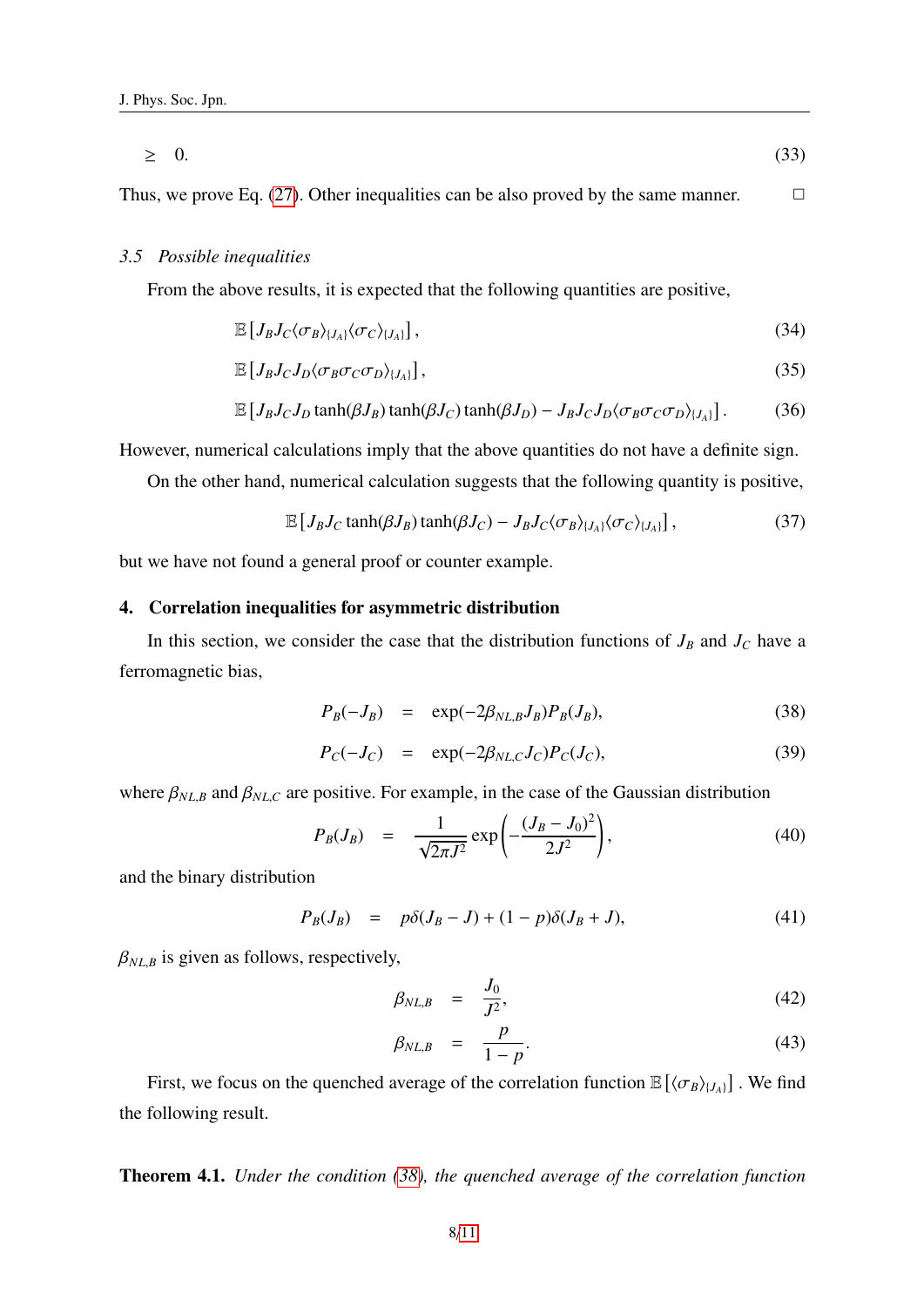$$\geq \quad 0. \tag{33}$$

Thus, we prove Eq. (27). Other inequalities can be also proved by the same manner. □

### 3.5 Possible inequalities

From the above results, it is expected that the following quantities are positive,

$$\mathbb{E}\left[J_B J_C \langle \sigma_B \rangle_{\{J_A\}} \langle \sigma_C \rangle_{\{J_A\}}\right], \tag{34}$$

$$\mathbb{E}\left[J_B J_C J_D \langle \sigma_B \sigma_C \sigma_D \rangle_{\{J_A\}}\right], \tag{35}$$

$$\mathbb{E}\left[J_B J_C J_D \tanh(\beta J_B) \tanh(\beta J_C) \tanh(\beta J_D) - J_B J_C J_D \langle \sigma_B \sigma_C \sigma_D \rangle_{\{J_A\}}\right]. \tag{36}$$

However, numerical calculations imply that the above quantities do not have a definite sign.

On the other hand, numerical calculation suggests that the following quantity is positive,

$$\mathbb{E}\left[J_B J_C \tanh(\beta J_B) \tanh(\beta J_C) - J_B J_C \langle \sigma_B \rangle_{\{J_A\}} \langle \sigma_C \rangle_{\{J_A\}}\right], \tag{37}$$

but we have not found a general proof or counter example.

## 4. Correlation inequalities for asymmetric distribution

In this section, we consider the case that the distribution functions of $J_B$ and $J_C$ have a ferromagnetic bias,

$$P_B(-J_B) \quad = \quad \exp(-2\beta_{NL,B} J_B) P_B(J_B), \tag{38}$$

$$P_C(-J_C) \quad = \quad \exp(-2\beta_{NL,C} J_C) P_C(J_C), \tag{39}$$

where $\beta_{NL,B}$ and $\beta_{NL,C}$ are positive. For example, in the case of the Gaussian distribution

$$P_B(J_B) \quad = \quad \frac{1}{\sqrt{2\pi J^2}} \exp\left(-\frac{(J_B - J_0)^2}{2J^2}\right), \tag{40}$$

and the binary distribution

$$P_B(J_B) \quad = \quad p\delta(J_B - J) + (1-p)\delta(J_B + J), \tag{41}$$

$\beta_{NL,B}$ is given as follows, respectively,

$$\beta_{NL,B} \quad = \quad \frac{J_0}{J^2}, \tag{42}$$

$$\beta_{NL,B} \quad = \quad \frac{p}{1-p}. \tag{43}$$

First, we focus on the quenched average of the correlation function $\mathbb{E}\left[\langle \sigma_B \rangle_{\{J_A\}}\right]$. We find the following result.

**Theorem 4.1.** *Under the condition (38), the quenched average of the correlation function*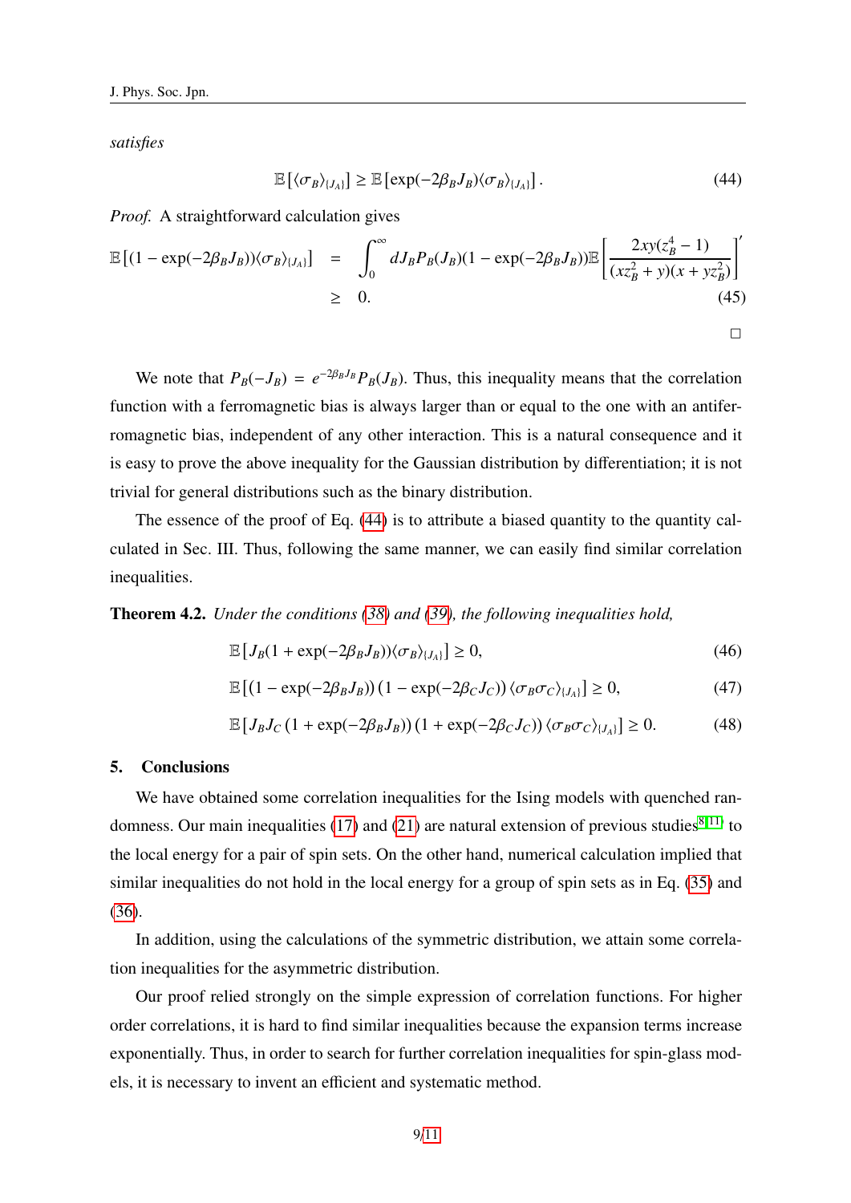*satisfies*

$$\mathbb{E}\left[\langle\sigma_B\rangle_{\{J_A\}}\right] \geq \mathbb{E}\left[\exp(-2\beta_B J_B)\langle\sigma_B\rangle_{\{J_A\}}\right]. \tag{44}$$

*Proof.* A straightforward calculation gives

$$\begin{aligned}
\mathbb{E}\left[(1-\exp(-2\beta_B J_B))\langle\sigma_B\rangle_{\{J_A\}}\right] &= \int_0^\infty dJ_B P_B(J_B)(1-\exp(-2\beta_B J_B))\mathbb{E}\left[\frac{2xy(z_B^4-1)}{(xz_B^2+y)(x+yz_B^2)}\right]' \\
&\geq 0.
\end{aligned} \tag{45}$$

□

We note that $P_B(-J_B) = e^{-2\beta_B J_B}P_B(J_B)$. Thus, this inequality means that the correlation function with a ferromagnetic bias is always larger than or equal to the one with an antiferromagnetic bias, independent of any other interaction. This is a natural consequence and it is easy to prove the above inequality for the Gaussian distribution by differentiation; it is not trivial for general distributions such as the binary distribution.

The essence of the proof of Eq. (44) is to attribute a biased quantity to the quantity calculated in Sec. III. Thus, following the same manner, we can easily find similar correlation inequalities.

**Theorem 4.2.** *Under the conditions (38) and (39), the following inequalities hold,*

$$\mathbb{E}\left[J_B(1+\exp(-2\beta_B J_B))\langle\sigma_B\rangle_{\{J_A\}}\right] \geq 0, \tag{46}$$

$$\mathbb{E}\left[(1-\exp(-2\beta_B J_B))\left(1-\exp(-2\beta_C J_C)\right)\langle\sigma_B\sigma_C\rangle_{\{J_A\}}\right] \geq 0, \tag{47}$$

$$\mathbb{E}\left[J_B J_C\left(1+\exp(-2\beta_B J_B)\right)\left(1+\exp(-2\beta_C J_C)\right)\langle\sigma_B\sigma_C\rangle_{\{J_A\}}\right] \geq 0. \tag{48}$$

## 5. Conclusions

We have obtained some correlation inequalities for the Ising models with quenched randomness. Our main inequalities (17) and (21) are natural extension of previous studies[8,11] to the local energy for a pair of spin sets. On the other hand, numerical calculation implied that similar inequalities do not hold in the local energy for a group of spin sets as in Eq. (35) and (36).

In addition, using the calculations of the symmetric distribution, we attain some correlation inequalities for the asymmetric distribution.

Our proof relied strongly on the simple expression of correlation functions. For higher order correlations, it is hard to find similar inequalities because the expansion terms increase exponentially. Thus, in order to search for further correlation inequalities for spin-glass models, it is necessary to invent an efficient and systematic method.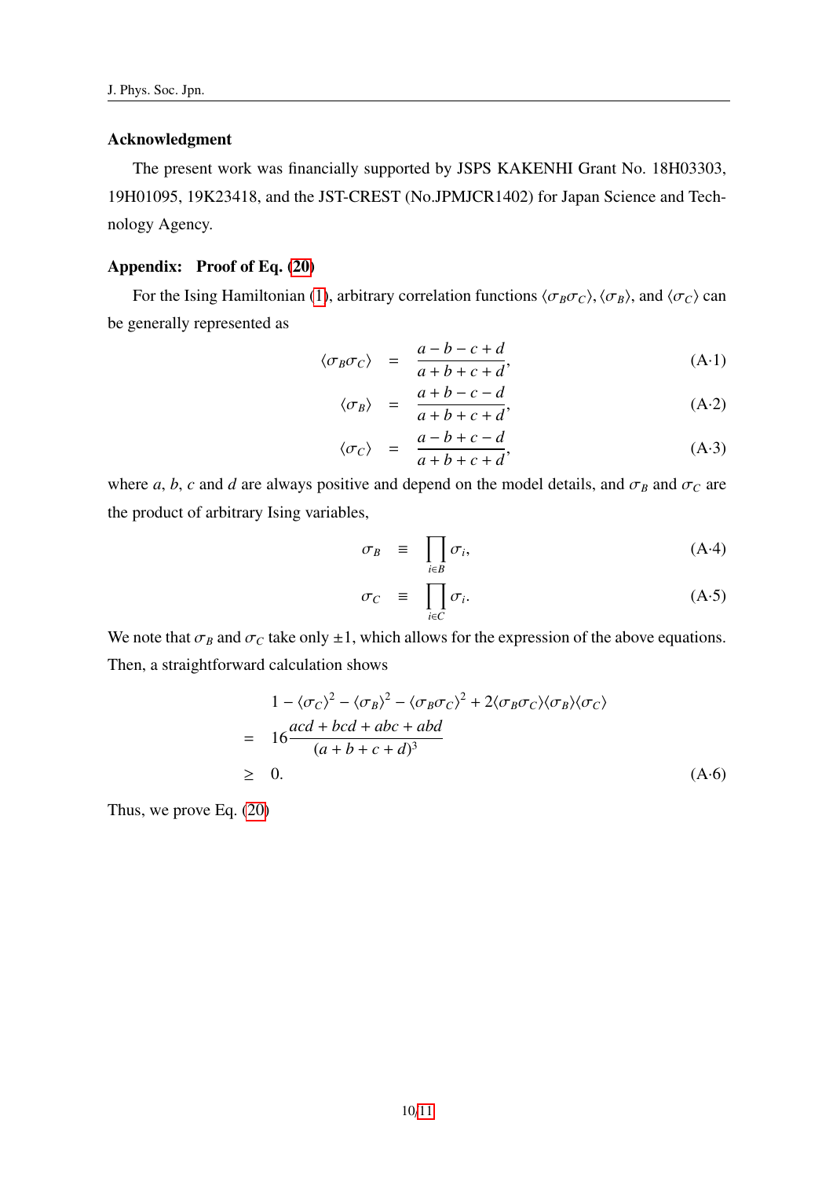## Acknowledgment

The present work was financially supported by JSPS KAKENHI Grant No. 18H03303, 19H01095, 19K23418, and the JST-CREST (No.JPMJCR1402) for Japan Science and Technology Agency.

## Appendix: Proof of Eq. (20)

For the Ising Hamiltonian (1), arbitrary correlation functions $\langle \sigma_B \sigma_C \rangle$, $\langle \sigma_B \rangle$, and $\langle \sigma_C \rangle$ can be generally represented as

$$\langle \sigma_B \sigma_C \rangle = \frac{a-b-c+d}{a+b+c+d}, \tag{A·1}$$

$$\langle \sigma_B \rangle = \frac{a+b-c-d}{a+b+c+d}, \tag{A·2}$$

$$\langle \sigma_C \rangle = \frac{a-b+c-d}{a+b+c+d}, \tag{A·3}$$

where $a$, $b$, $c$ and $d$ are always positive and depend on the model details, and $\sigma_B$ and $\sigma_C$ are the product of arbitrary Ising variables,

$$\sigma_B \equiv \prod_{i \in B} \sigma_i, \tag{A·4}$$

$$\sigma_C \equiv \prod_{i \in C} \sigma_i. \tag{A·5}$$

We note that $\sigma_B$ and $\sigma_C$ take only $\pm 1$, which allows for the expression of the above equations. Then, a straightforward calculation shows

$$\begin{aligned}
& 1 - \langle \sigma_C \rangle^2 - \langle \sigma_B \rangle^2 - \langle \sigma_B \sigma_C \rangle^2 + 2 \langle \sigma_B \sigma_C \rangle \langle \sigma_B \rangle \langle \sigma_C \rangle \\
= \; & 16 \frac{acd + bcd + abc + abd}{(a+b+c+d)^3} \\
\geq \; & 0.
\end{aligned} \tag{A·6}$$

Thus, we prove Eq. (20)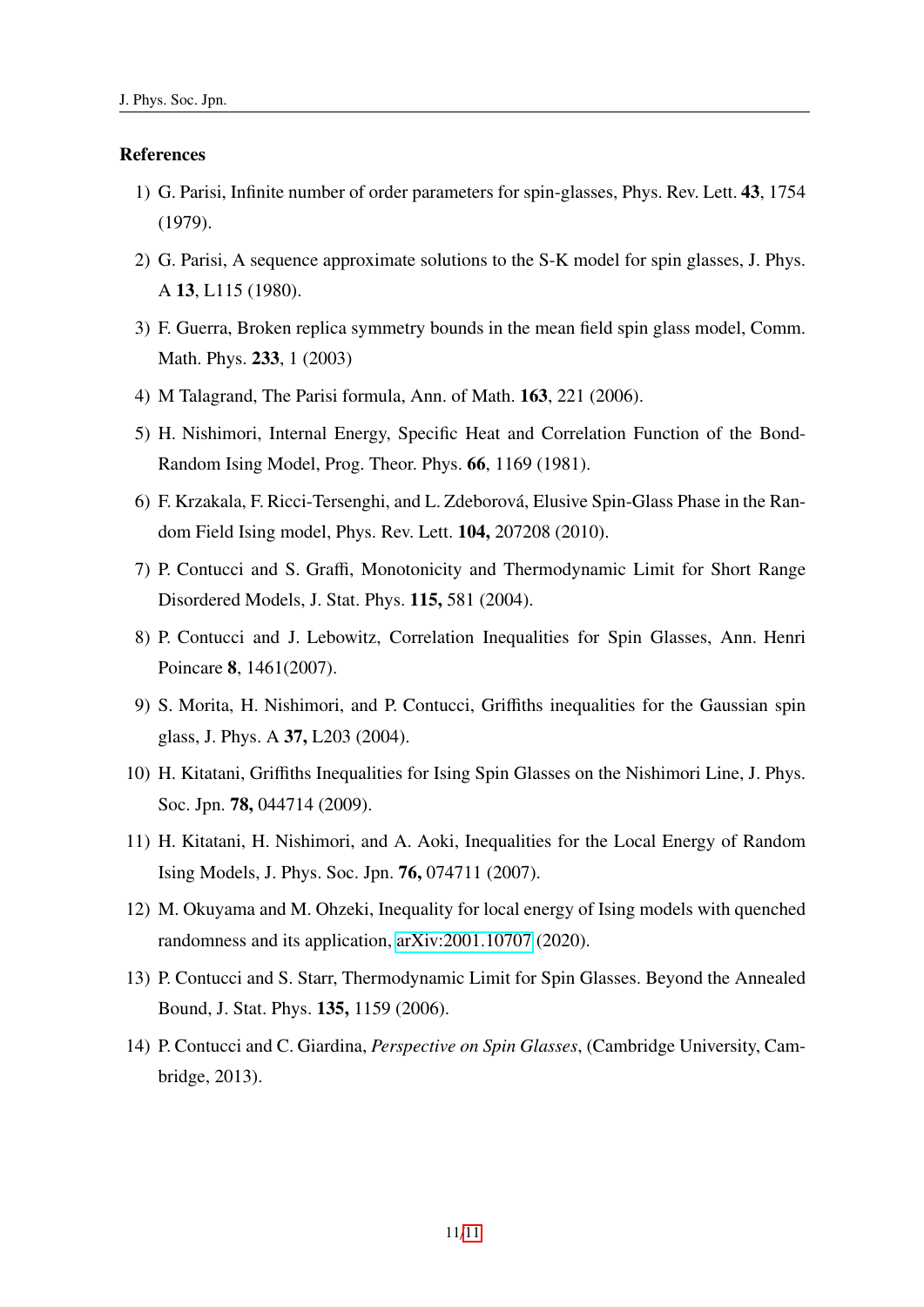## References

1) G. Parisi, Infinite number of order parameters for spin-glasses, Phys. Rev. Lett. **43**, 1754 (1979).
2) G. Parisi, A sequence approximate solutions to the S-K model for spin glasses, J. Phys. A **13**, L115 (1980).
3) F. Guerra, Broken replica symmetry bounds in the mean field spin glass model, Comm. Math. Phys. **233**, 1 (2003)
4) M Talagrand, The Parisi formula, Ann. of Math. **163**, 221 (2006).
5) H. Nishimori, Internal Energy, Specific Heat and Correlation Function of the Bond-Random Ising Model, Prog. Theor. Phys. **66**, 1169 (1981).
6) F. Krzakala, F. Ricci-Tersenghi, and L. Zdeborová, Elusive Spin-Glass Phase in the Random Field Ising model, Phys. Rev. Lett. **104,** 207208 (2010).
7) P. Contucci and S. Graffi, Monotonicity and Thermodynamic Limit for Short Range Disordered Models, J. Stat. Phys. **115,** 581 (2004).
8) P. Contucci and J. Lebowitz, Correlation Inequalities for Spin Glasses, Ann. Henri Poincare **8**, 1461(2007).
9) S. Morita, H. Nishimori, and P. Contucci, Griffiths inequalities for the Gaussian spin glass, J. Phys. A **37,** L203 (2004).
10) H. Kitatani, Griffiths Inequalities for Ising Spin Glasses on the Nishimori Line, J. Phys. Soc. Jpn. **78,** 044714 (2009).
11) H. Kitatani, H. Nishimori, and A. Aoki, Inequalities for the Local Energy of Random Ising Models, J. Phys. Soc. Jpn. **76,** 074711 (2007).
12) M. Okuyama and M. Ohzeki, Inequality for local energy of Ising models with quenched randomness and its application, arXiv:2001.10707 (2020).
13) P. Contucci and S. Starr, Thermodynamic Limit for Spin Glasses. Beyond the Annealed Bound, J. Stat. Phys. **135,** 1159 (2006).
14) P. Contucci and C. Giardina, *Perspective on Spin Glasses*, (Cambridge University, Cambridge, 2013).